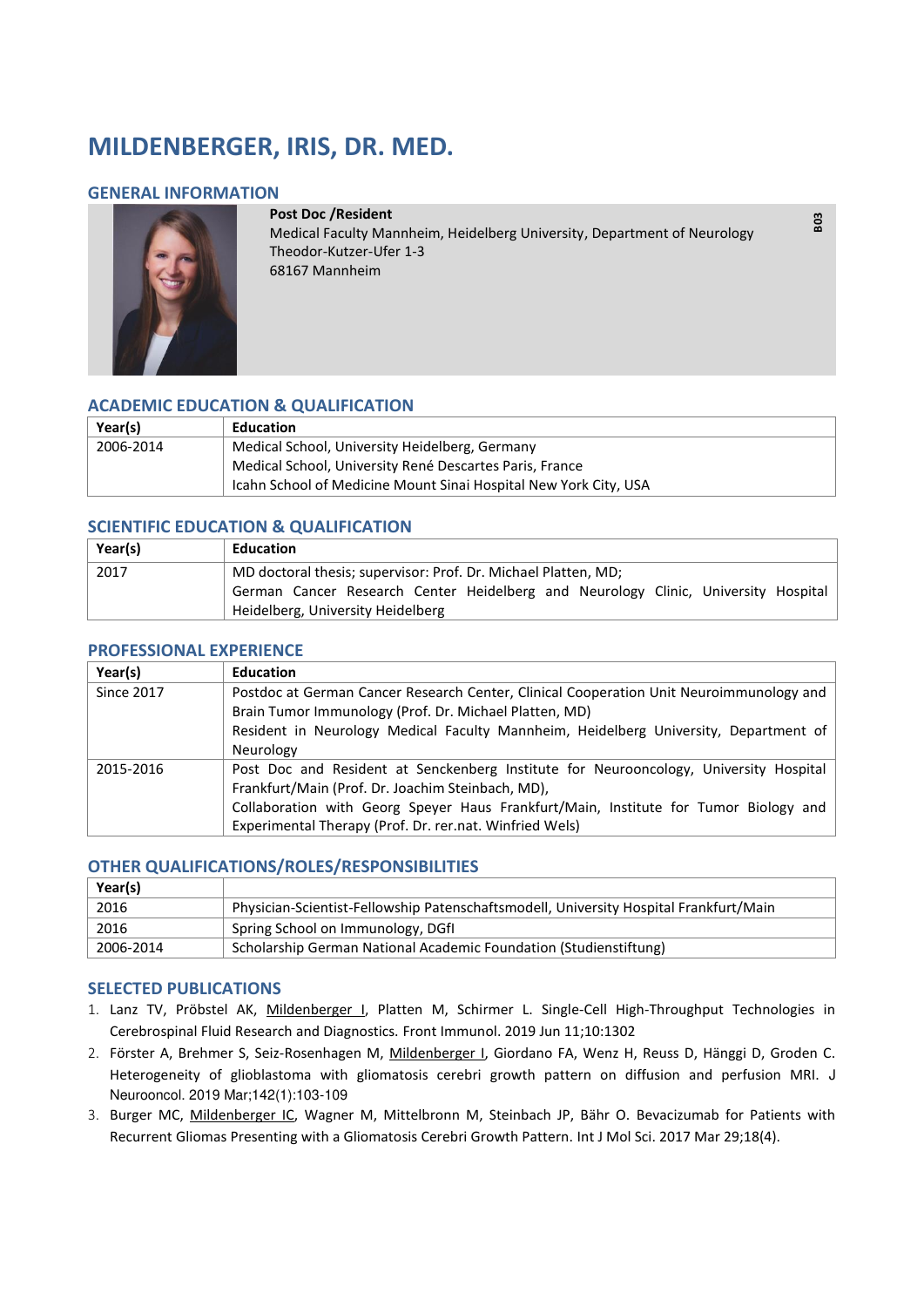# MILDENBERGER, IRIS, DR. MED.

## GENERAL INFORMATION

**Post Doc /Resident**
Medical Faculty Mannheim, Heidelberg University, Department of Neurology
Theodor-Kutzer-Ufer 1-3
68167 Mannheim

B03

## ACADEMIC EDUCATION & QUALIFICATION

| Year(s) | Education |
|---|---|
| 2006-2014 | Medical School, University Heidelberg, Germany<br>Medical School, University René Descartes Paris, France<br>Icahn School of Medicine Mount Sinai Hospital New York City, USA |

## SCIENTIFIC EDUCATION & QUALIFICATION

| Year(s) | Education |
|---|---|
| 2017 | MD doctoral thesis; supervisor: Prof. Dr. Michael Platten, MD;<br>German Cancer Research Center Heidelberg and Neurology Clinic, University Hospital Heidelberg, University Heidelberg |

## PROFESSIONAL EXPERIENCE

| Year(s) | Education |
|---|---|
| Since 2017 | Postdoc at German Cancer Research Center, Clinical Cooperation Unit Neuroimmunology and Brain Tumor Immunology (Prof. Dr. Michael Platten, MD)<br>Resident in Neurology Medical Faculty Mannheim, Heidelberg University, Department of Neurology |
| 2015-2016 | Post Doc and Resident at Senckenberg Institute for Neurooncology, University Hospital Frankfurt/Main (Prof. Dr. Joachim Steinbach, MD),<br>Collaboration with Georg Speyer Haus Frankfurt/Main, Institute for Tumor Biology and Experimental Therapy (Prof. Dr. rer.nat. Winfried Wels) |

## OTHER QUALIFICATIONS/ROLES/RESPONSIBILITIES

| Year(s) | |
|---|---|
| 2016 | Physician-Scientist-Fellowship Patenschaftsmodell, University Hospital Frankfurt/Main |
| 2016 | Spring School on Immunology, DGfI |
| 2006-2014 | Scholarship German National Academic Foundation (Studienstiftung) |

## SELECTED PUBLICATIONS

1. Lanz TV, Pröbstel AK, Mildenberger I, Platten M, Schirmer L. Single-Cell High-Throughput Technologies in Cerebrospinal Fluid Research and Diagnostics. Front Immunol. 2019 Jun 11;10:1302
2. Förster A, Brehmer S, Seiz-Rosenhagen M, Mildenberger I, Giordano FA, Wenz H, Reuss D, Hänggi D, Groden C. Heterogeneity of glioblastoma with gliomatosis cerebri growth pattern on diffusion and perfusion MRI. J Neurooncol. 2019 Mar;142(1):103-109
3. Burger MC, Mildenberger IC, Wagner M, Mittelbronn M, Steinbach JP, Bähr O. Bevacizumab for Patients with Recurrent Gliomas Presenting with a Gliomatosis Cerebri Growth Pattern. Int J Mol Sci. 2017 Mar 29;18(4).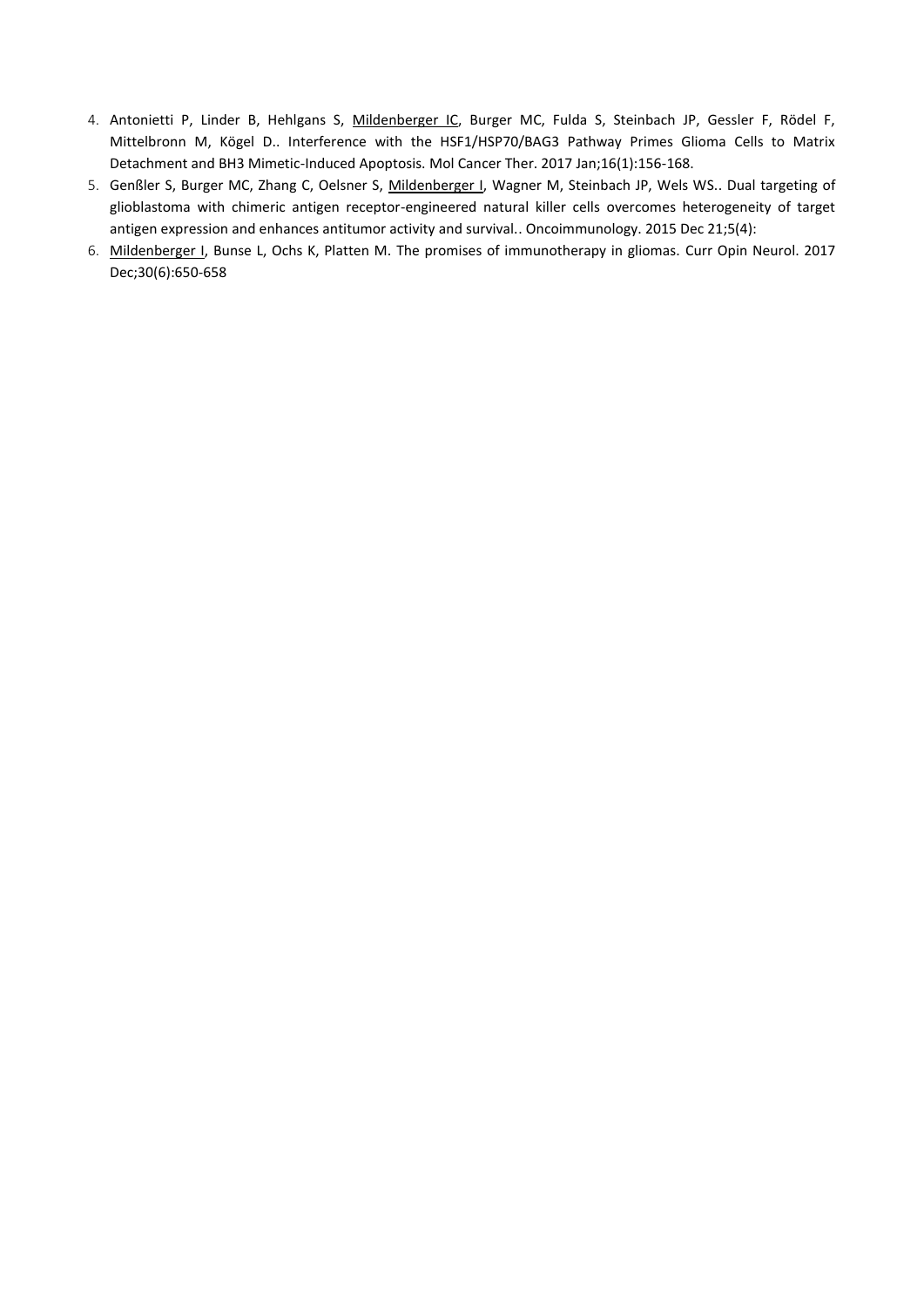4. Antonietti P, Linder B, Hehlgans S, <u>Mildenberger IC</u>, Burger MC, Fulda S, Steinbach JP, Gessler F, Rödel F, Mittelbronn M, Kögel D.. Interference with the HSF1/HSP70/BAG3 Pathway Primes Glioma Cells to Matrix Detachment and BH3 Mimetic-Induced Apoptosis. Mol Cancer Ther. 2017 Jan;16(1):156-168.
5. Genßler S, Burger MC, Zhang C, Oelsner S, <u>Mildenberger I</u>, Wagner M, Steinbach JP, Wels WS.. Dual targeting of glioblastoma with chimeric antigen receptor-engineered natural killer cells overcomes heterogeneity of target antigen expression and enhances antitumor activity and survival.. Oncoimmunology. 2015 Dec 21;5(4):
6. <u>Mildenberger I</u>, Bunse L, Ochs K, Platten M. The promises of immunotherapy in gliomas. Curr Opin Neurol. 2017 Dec;30(6):650-658